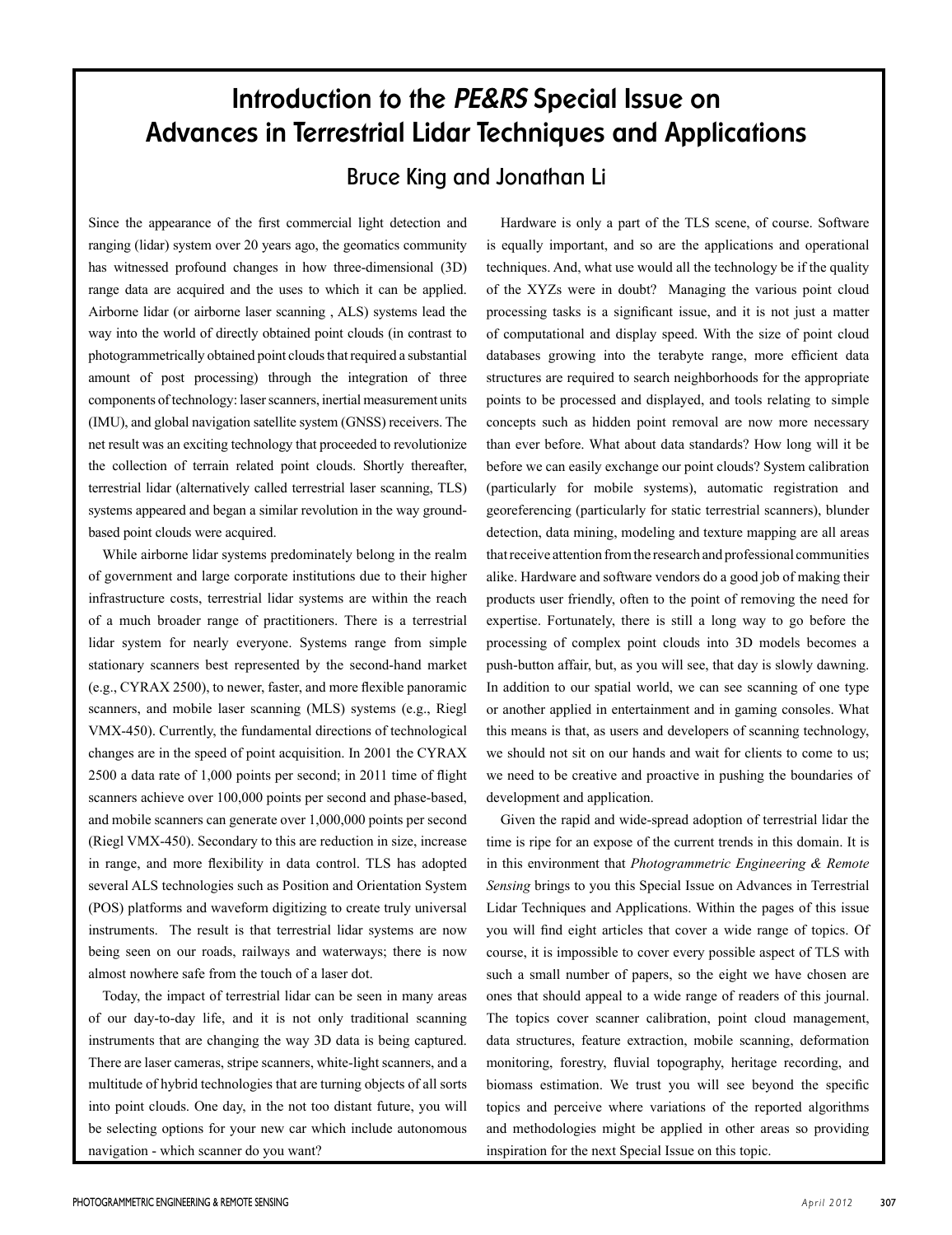# Introduction to the *PE&RS* Special Issue on Advances in Terrestrial Lidar Techniques and Applications

## Bruce King and Jonathan Li

Since the appearance of the first commercial light detection and ranging (lidar) system over 20 years ago, the geomatics community has witnessed profound changes in how three-dimensional (3D) range data are acquired and the uses to which it can be applied. Airborne lidar (or airborne laser scanning , ALS) systems lead the way into the world of directly obtained point clouds (in contrast to photogrammetrically obtained point clouds that required a substantial amount of post processing) through the integration of three components of technology: laser scanners, inertial measurement units (IMU), and global navigation satellite system (GNSS) receivers. The net result was an exciting technology that proceeded to revolutionize the collection of terrain related point clouds. Shortly thereafter, terrestrial lidar (alternatively called terrestrial laser scanning, TLS) systems appeared and began a similar revolution in the way ground-based point clouds were acquired.

While airborne lidar systems predominately belong in the realm of government and large corporate institutions due to their higher infrastructure costs, terrestrial lidar systems are within the reach of a much broader range of practitioners. There is a terrestrial lidar system for nearly everyone. Systems range from simple stationary scanners best represented by the second-hand market (e.g., CYRAX 2500), to newer, faster, and more flexible panoramic scanners, and mobile laser scanning (MLS) systems (e.g., Riegl VMX-450). Currently, the fundamental directions of technological changes are in the speed of point acquisition. In 2001 the CYRAX 2500 a data rate of 1,000 points per second; in 2011 time of flight scanners achieve over 100,000 points per second and phase-based, and mobile scanners can generate over 1,000,000 points per second (Riegl VMX-450). Secondary to this are reduction in size, increase in range, and more flexibility in data control. TLS has adopted several ALS technologies such as Position and Orientation System (POS) platforms and waveform digitizing to create truly universal instruments. The result is that terrestrial lidar systems are now being seen on our roads, railways and waterways; there is now almost nowhere safe from the touch of a laser dot.

Today, the impact of terrestrial lidar can be seen in many areas of our day-to-day life, and it is not only traditional scanning instruments that are changing the way 3D data is being captured. There are laser cameras, stripe scanners, white-light scanners, and a multitude of hybrid technologies that are turning objects of all sorts into point clouds. One day, in the not too distant future, you will be selecting options for your new car which include autonomous navigation - which scanner do you want?

Hardware is only a part of the TLS scene, of course. Software is equally important, and so are the applications and operational techniques. And, what use would all the technology be if the quality of the XYZs were in doubt? Managing the various point cloud processing tasks is a significant issue, and it is not just a matter of computational and display speed. With the size of point cloud databases growing into the terabyte range, more efficient data structures are required to search neighborhoods for the appropriate points to be processed and displayed, and tools relating to simple concepts such as hidden point removal are now more necessary than ever before. What about data standards? How long will it be before we can easily exchange our point clouds? System calibration (particularly for mobile systems), automatic registration and georeferencing (particularly for static terrestrial scanners), blunder detection, data mining, modeling and texture mapping are all areas that receive attention from the research and professional communities alike. Hardware and software vendors do a good job of making their products user friendly, often to the point of removing the need for expertise. Fortunately, there is still a long way to go before the processing of complex point clouds into 3D models becomes a push-button affair, but, as you will see, that day is slowly dawning. In addition to our spatial world, we can see scanning of one type or another applied in entertainment and in gaming consoles. What this means is that, as users and developers of scanning technology, we should not sit on our hands and wait for clients to come to us; we need to be creative and proactive in pushing the boundaries of development and application.

Given the rapid and wide-spread adoption of terrestrial lidar the time is ripe for an expose of the current trends in this domain. It is in this environment that *Photogrammetric Engineering & Remote Sensing* brings to you this Special Issue on Advances in Terrestrial Lidar Techniques and Applications. Within the pages of this issue you will find eight articles that cover a wide range of topics. Of course, it is impossible to cover every possible aspect of TLS with such a small number of papers, so the eight we have chosen are ones that should appeal to a wide range of readers of this journal. The topics cover scanner calibration, point cloud management, data structures, feature extraction, mobile scanning, deformation monitoring, forestry, fluvial topography, heritage recording, and biomass estimation. We trust you will see beyond the specific topics and perceive where variations of the reported algorithms and methodologies might be applied in other areas so providing inspiration for the next Special Issue on this topic.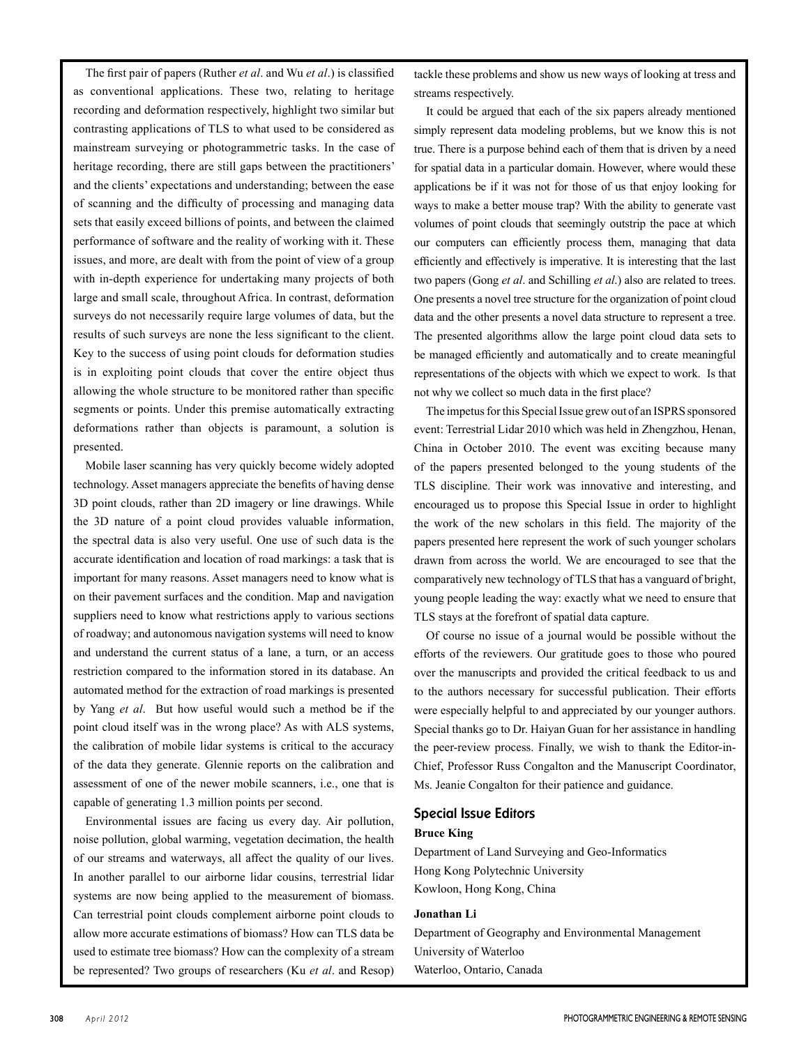The first pair of papers (Ruther *et al*. and Wu *et al*.) is classified as conventional applications. These two, relating to heritage recording and deformation respectively, highlight two similar but contrasting applications of TLS to what used to be considered as mainstream surveying or photogrammetric tasks. In the case of heritage recording, there are still gaps between the practitioners' and the clients' expectations and understanding; between the ease of scanning and the difficulty of processing and managing data sets that easily exceed billions of points, and between the claimed performance of software and the reality of working with it. These issues, and more, are dealt with from the point of view of a group with in-depth experience for undertaking many projects of both large and small scale, throughout Africa. In contrast, deformation surveys do not necessarily require large volumes of data, but the results of such surveys are none the less significant to the client. Key to the success of using point clouds for deformation studies is in exploiting point clouds that cover the entire object thus allowing the whole structure to be monitored rather than specific segments or points. Under this premise automatically extracting deformations rather than objects is paramount, a solution is presented.

Mobile laser scanning has very quickly become widely adopted technology. Asset managers appreciate the benefits of having dense 3D point clouds, rather than 2D imagery or line drawings. While the 3D nature of a point cloud provides valuable information, the spectral data is also very useful. One use of such data is the accurate identification and location of road markings: a task that is important for many reasons. Asset managers need to know what is on their pavement surfaces and the condition. Map and navigation suppliers need to know what restrictions apply to various sections of roadway; and autonomous navigation systems will need to know and understand the current status of a lane, a turn, or an access restriction compared to the information stored in its database. An automated method for the extraction of road markings is presented by Yang *et al*. But how useful would such a method be if the point cloud itself was in the wrong place? As with ALS systems, the calibration of mobile lidar systems is critical to the accuracy of the data they generate. Glennie reports on the calibration and assessment of one of the newer mobile scanners, i.e., one that is capable of generating 1.3 million points per second.

Environmental issues are facing us every day. Air pollution, noise pollution, global warming, vegetation decimation, the health of our streams and waterways, all affect the quality of our lives. In another parallel to our airborne lidar cousins, terrestrial lidar systems are now being applied to the measurement of biomass. Can terrestrial point clouds complement airborne point clouds to allow more accurate estimations of biomass? How can TLS data be used to estimate tree biomass? How can the complexity of a stream be represented? Two groups of researchers (Ku *et al*. and Resop) tackle these problems and show us new ways of looking at tress and streams respectively.

It could be argued that each of the six papers already mentioned simply represent data modeling problems, but we know this is not true. There is a purpose behind each of them that is driven by a need for spatial data in a particular domain. However, where would these applications be if it was not for those of us that enjoy looking for ways to make a better mouse trap? With the ability to generate vast volumes of point clouds that seemingly outstrip the pace at which our computers can efficiently process them, managing that data efficiently and effectively is imperative. It is interesting that the last two papers (Gong *et al*. and Schilling *et al*.) also are related to trees. One presents a novel tree structure for the organization of point cloud data and the other presents a novel data structure to represent a tree. The presented algorithms allow the large point cloud data sets to be managed efficiently and automatically and to create meaningful representations of the objects with which we expect to work. Is that not why we collect so much data in the first place?

The impetus for this Special Issue grew out of an ISPRS sponsored event: Terrestrial Lidar 2010 which was held in Zhengzhou, Henan, China in October 2010. The event was exciting because many of the papers presented belonged to the young students of the TLS discipline. Their work was innovative and interesting, and encouraged us to propose this Special Issue in order to highlight the work of the new scholars in this field. The majority of the papers presented here represent the work of such younger scholars drawn from across the world. We are encouraged to see that the comparatively new technology of TLS that has a vanguard of bright, young people leading the way: exactly what we need to ensure that TLS stays at the forefront of spatial data capture.

Of course no issue of a journal would be possible without the efforts of the reviewers. Our gratitude goes to those who poured over the manuscripts and provided the critical feedback to us and to the authors necessary for successful publication. Their efforts were especially helpful to and appreciated by our younger authors. Special thanks go to Dr. Haiyan Guan for her assistance in handling the peer-review process. Finally, we wish to thank the Editor-in-Chief, Professor Russ Congalton and the Manuscript Coordinator, Ms. Jeanie Congalton for their patience and guidance.

## Special Issue Editors

**Bruce King**
Department of Land Surveying and Geo-Informatics
Hong Kong Polytechnic University
Kowloon, Hong Kong, China

**Jonathan Li**
Department of Geography and Environmental Management
University of Waterloo
Waterloo, Ontario, Canada